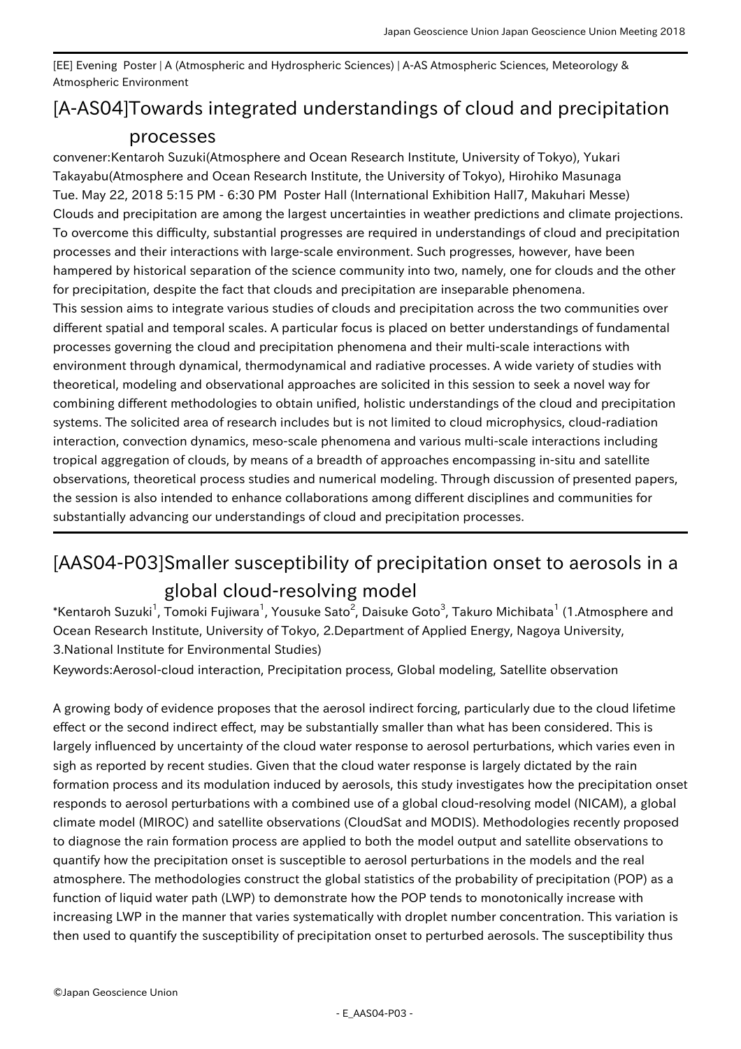[EE] Evening Poster | A (Atmospheric and Hydrospheric Sciences) | A-AS Atmospheric Sciences, Meteorology & Atmospheric Environment

# [A-AS04]Towards integrated understandings of cloud and precipitation processes

convener:Kentaroh Suzuki(Atmosphere and Ocean Research Institute, University of Tokyo), Yukari Takayabu(Atmosphere and Ocean Research Institute, the University of Tokyo), Hirohiko Masunaga

Tue. May 22, 2018 5:15 PM - 6:30 PM Poster Hall (International Exhibition Hall7, Makuhari Messe)

Clouds and precipitation are among the largest uncertainties in weather predictions and climate projections. To overcome this difficulty, substantial progresses are required in understandings of cloud and precipitation processes and their interactions with large-scale environment. Such progresses, however, have been hampered by historical separation of the science community into two, namely, one for clouds and the other for precipitation, despite the fact that clouds and precipitation are inseparable phenomena.

This session aims to integrate various studies of clouds and precipitation across the two communities over different spatial and temporal scales. A particular focus is placed on better understandings of fundamental processes governing the cloud and precipitation phenomena and their multi-scale interactions with environment through dynamical, thermodynamical and radiative processes. A wide variety of studies with theoretical, modeling and observational approaches are solicited in this session to seek a novel way for combining different methodologies to obtain unified, holistic understandings of the cloud and precipitation systems. The solicited area of research includes but is not limited to cloud microphysics, cloud-radiation interaction, convection dynamics, meso-scale phenomena and various multi-scale interactions including tropical aggregation of clouds, by means of a breadth of approaches encompassing in-situ and satellite observations, theoretical process studies and numerical modeling. Through discussion of presented papers, the session is also intended to enhance collaborations among different disciplines and communities for substantially advancing our understandings of cloud and precipitation processes.

## [AAS04-P03]Smaller susceptibility of precipitation onset to aerosols in a global cloud-resolving model

*Kentaroh Suzuki[1], Tomoki Fujiwara[1], Yousuke Sato[2], Daisuke Goto[3], Takuro Michibata[1] (1.Atmosphere and Ocean Research Institute, University of Tokyo, 2.Department of Applied Energy, Nagoya University, 3.National Institute for Environmental Studies)

Keywords:Aerosol-cloud interaction, Precipitation process, Global modeling, Satellite observation

A growing body of evidence proposes that the aerosol indirect forcing, particularly due to the cloud lifetime effect or the second indirect effect, may be substantially smaller than what has been considered. This is largely influenced by uncertainty of the cloud water response to aerosol perturbations, which varies even in sigh as reported by recent studies. Given that the cloud water response is largely dictated by the rain formation process and its modulation induced by aerosols, this study investigates how the precipitation onset responds to aerosol perturbations with a combined use of a global cloud-resolving model (NICAM), a global climate model (MIROC) and satellite observations (CloudSat and MODIS). Methodologies recently proposed to diagnose the rain formation process are applied to both the model output and satellite observations to quantify how the precipitation onset is susceptible to aerosol perturbations in the models and the real atmosphere. The methodologies construct the global statistics of the probability of precipitation (POP) as a function of liquid water path (LWP) to demonstrate how the POP tends to monotonically increase with increasing LWP in the manner that varies systematically with droplet number concentration. This variation is then used to quantify the susceptibility of precipitation onset to perturbed aerosols. The susceptibility thus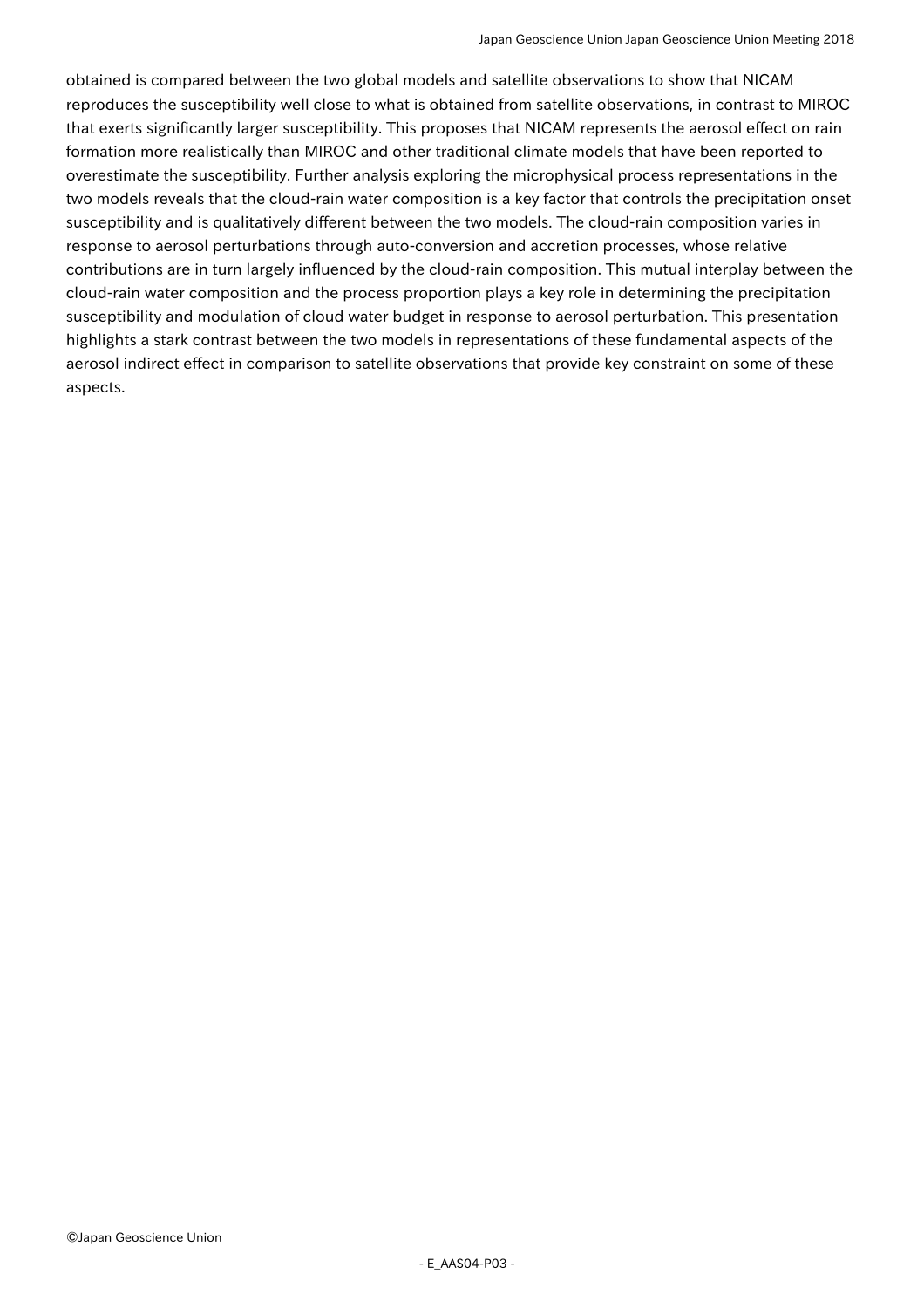obtained is compared between the two global models and satellite observations to show that NICAM reproduces the susceptibility well close to what is obtained from satellite observations, in contrast to MIROC that exerts significantly larger susceptibility. This proposes that NICAM represents the aerosol effect on rain formation more realistically than MIROC and other traditional climate models that have been reported to overestimate the susceptibility. Further analysis exploring the microphysical process representations in the two models reveals that the cloud-rain water composition is a key factor that controls the precipitation onset susceptibility and is qualitatively different between the two models. The cloud-rain composition varies in response to aerosol perturbations through auto-conversion and accretion processes, whose relative contributions are in turn largely influenced by the cloud-rain composition. This mutual interplay between the cloud-rain water composition and the process proportion plays a key role in determining the precipitation susceptibility and modulation of cloud water budget in response to aerosol perturbation. This presentation highlights a stark contrast between the two models in representations of these fundamental aspects of the aerosol indirect effect in comparison to satellite observations that provide key constraint on some of these aspects.